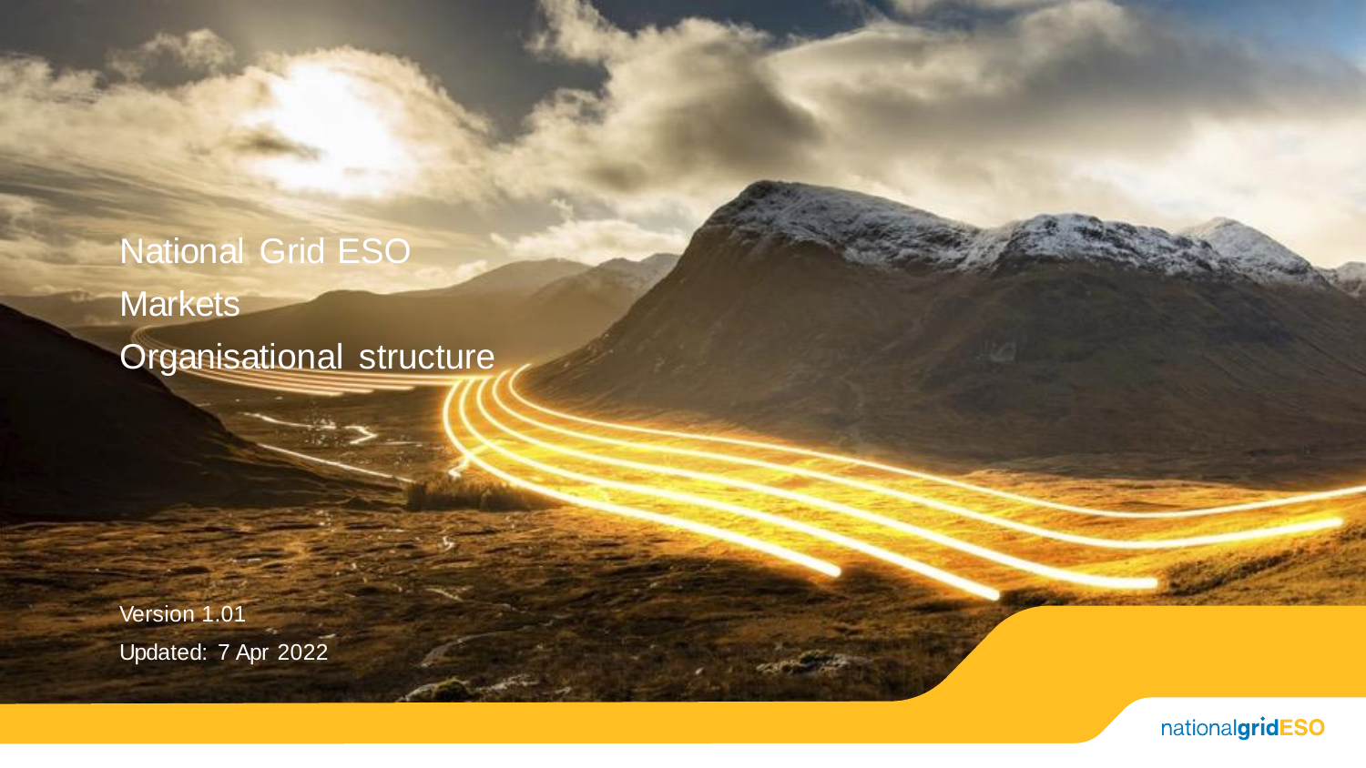# National Grid ESO Markets Organisational structure

Version 1.01

Updated: 7 Apr 2022

nationalgridESO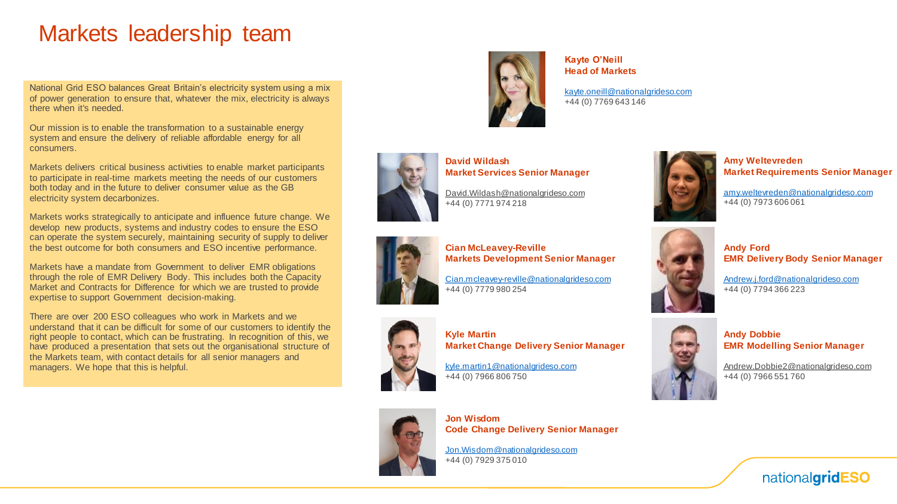# Markets leadership team

National Grid ESO balances Great Britain's electricity system using a mix of power generation to ensure that, whatever the mix, electricity is always there when it's needed.

Our mission is to enable the transformation to a sustainable energy system and ensure the delivery of reliable affordable energy for all consumers.

Markets delivers critical business activities to enable market participants to participate in real-time markets meeting the needs of our customers both today and in the future to deliver consumer value as the GB electricity system decarbonizes.

Markets works strategically to anticipate and influence future change. We develop new products, systems and industry codes to ensure the ESO can operate the system securely, maintaining security of supply to deliver the best outcome for both consumers and ESO incentive performance.

Markets have a mandate from Government to deliver EMR obligations through the role of EMR Delivery Body. This includes both the Capacity Market and Contracts for Difference for which we are trusted to provide expertise to support Government decision-making.

There are over 200 ESO colleagues who work in Markets and we understand that it can be difficult for some of our customers to identify the right people to contact, which can be frustrating. In recognition of this, we have produced a presentation that sets out the organisational structure of the Markets team, with contact details for all senior managers and managers. We hope that this is helpful.

**Kayte O'Neill**
**Head of Markets**

kayte.oneill@nationalgrideso.com
+44 (0) 7769 643 146

**David Wildash**
**Market Services Senior Manager**

David.Wildash@nationalgrideso.com
+44 (0) 7771 974 218

**Amy Weltevreden**
**Market Requirements Senior Manager**

amy.weltevreden@nationalgrideso.com
+44 (0) 7973 606 061

**Cian McLeavey-Reville**
**Markets Development Senior Manager**

Cian.mcleavey-reville@nationalgrideso.com
+44 (0) 7779 980 254

**Andy Ford**
**EMR Delivery Body Senior Manager**

Andrew.j.ford@nationalgrideso.com
+44 (0) 7794 366 223

**Kyle Martin**
**Market Change Delivery Senior Manager**

kyle.martin1@nationalgrideso.com
+44 (0) 7966 806 750

**Andy Dobbie**
**EMR Modelling Senior Manager**

Andrew.Dobbie2@nationalgrideso.com
+44 (0) 7966 551 760

**Jon Wisdom**
**Code Change Delivery Senior Manager**

Jon.Wisdom@nationalgrideso.com
+44 (0) 7929 375 010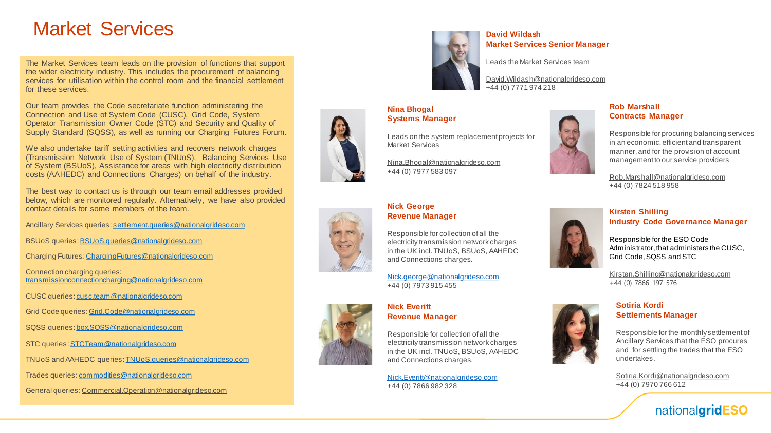# Market Services

The Market Services team leads on the provision of functions that support the wider electricity industry. This includes the procurement of balancing services for utilisation within the control room and the financial settlement for these services.

Our team provides the Code secretariate function administering the Connection and Use of System Code (CUSC), Grid Code, System Operator Transmission Owner Code (STC) and Security and Quality of Supply Standard (SQSS), as well as running our Charging Futures Forum.

We also undertake tariff setting activities and recovers network charges (Transmission Network Use of System (TNUoS), Balancing Services Use of System (BSUoS), Assistance for areas with high electricity distribution costs (AAHEDC) and Connections Charges) on behalf of the industry.

The best way to contact us is through our team email addresses provided below, which are monitored regularly. Alternatively, we have also provided contact details for some members of the team.

Ancillary Services queries: settlement.queries@nationalgrideso.com

BSUoS queries: BSUoS.queries@nationalgrideso.com

Charging Futures: ChargingFutures@nationalgrideso.com

Connection charging queries: transmissionconnectioncharging@nationalgrideso.com

CUSC queries: cusc.team@nationalgrideso.com

Grid Code queries: Grid.Code@nationalgrideso.com

SQSS queries: box.SQSS@nationalgrideso.com

STC queries: STCTeam@nationalgrideso.com

TNUoS and AAHEDC queries: TNUoS.queries@nationalgrideso.com

Trades queries: commodities@nationalgrideso.com

General queries: Commercial.Operation@nationalgrideso.com

**David Wildash**
**Market Services Senior Manager**

Leads the Market Services team

David.Wildash@nationalgrideso.com
+44 (0) 7771 974 218

**Nina Bhogal**
**Systems Manager**

Leads on the system replacement projects for Market Services

Nina.Bhogal@nationalgrideso.com
+44 (0) 7977 583 097

**Rob Marshall**
**Contracts Manager**

Responsible for procuring balancing services in an economic, efficient and transparent manner, and for the provision of account management to our service providers

Rob.Marshall@nationalgrideso.com
+44 (0) 7824 518 958

**Nick George**
**Revenue Manager**

Responsible for collection of all the electricity transmission network charges in the UK incl. TNUoS, BSUoS, AAHEDC and Connections charges.

Nick.george@nationalgrideso.com
+44 (0) 7973 915 455

**Kirsten Shilling**
**Industry Code Governance Manager**

Responsible for the ESO Code Administrator, that administers the CUSC, Grid Code, SQSS and STC

Kirsten.Shilling@nationalgrideso.com
+44 (0) 7866 197 576

**Nick Everitt**
**Revenue Manager**

Responsible for collection of all the electricity transmission network charges in the UK incl. TNUoS, BSUoS, AAHEDC and Connections charges.

Nick.Everitt@nationalgrideso.com
+44 (0) 7866 982 328

**Sotiria Kordi**
**Settlements Manager**

Responsible for the monthly settlement of Ancillary Services that the ESO procures and for settling the trades that the ESO undertakes.

Sotiria.Kordi@nationalgrideso.com
+44 (0) 7970 766 612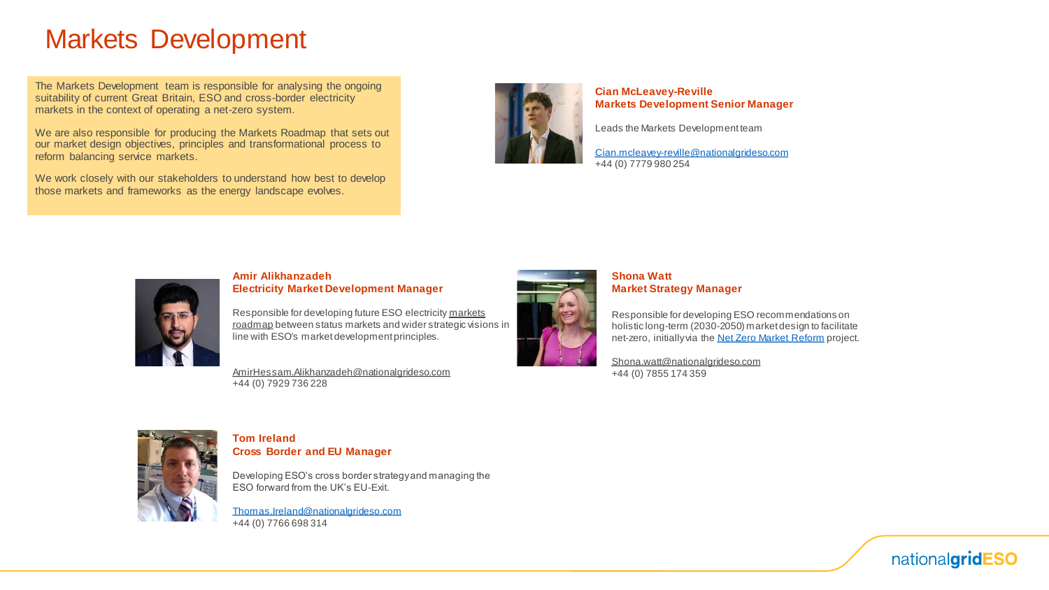# Markets Development

The Markets Development team is responsible for analysing the ongoing suitability of current Great Britain, ESO and cross-border electricity markets in the context of operating a net-zero system.

We are also responsible for producing the Markets Roadmap that sets out our market design objectives, principles and transformational process to reform balancing service markets.

We work closely with our stakeholders to understand how best to develop those markets and frameworks as the energy landscape evolves.

**Cian McLeavey-Reville**
**Markets Development Senior Manager**

Leads the Markets Development team

Cian.mcleavey-reville@nationalgrideso.com
+44 (0) 7779 980 254

**Amir Alikhanzadeh**
**Electricity Market Development Manager**

Responsible for developing future ESO electricity markets roadmap between status markets and wider strategic visions in line with ESO's market development principles.

AmirHessam.Alikhanzadeh@nationalgrideso.com
+44 (0) 7929 736 228

**Shona Watt**
**Market Strategy Manager**

Responsible for developing ESO recommendations on holistic long-term (2030-2050) market design to facilitate net-zero, initially via the Net Zero Market Reform project.

Shona.watt@nationalgrideso.com
+44 (0) 7855 174 359

**Tom Ireland**
**Cross Border and EU Manager**

Developing ESO's cross border strategy and managing the ESO forward from the UK's EU-Exit.

Thomas.Ireland@nationalgrideso.com
+44 (0) 7766 698 314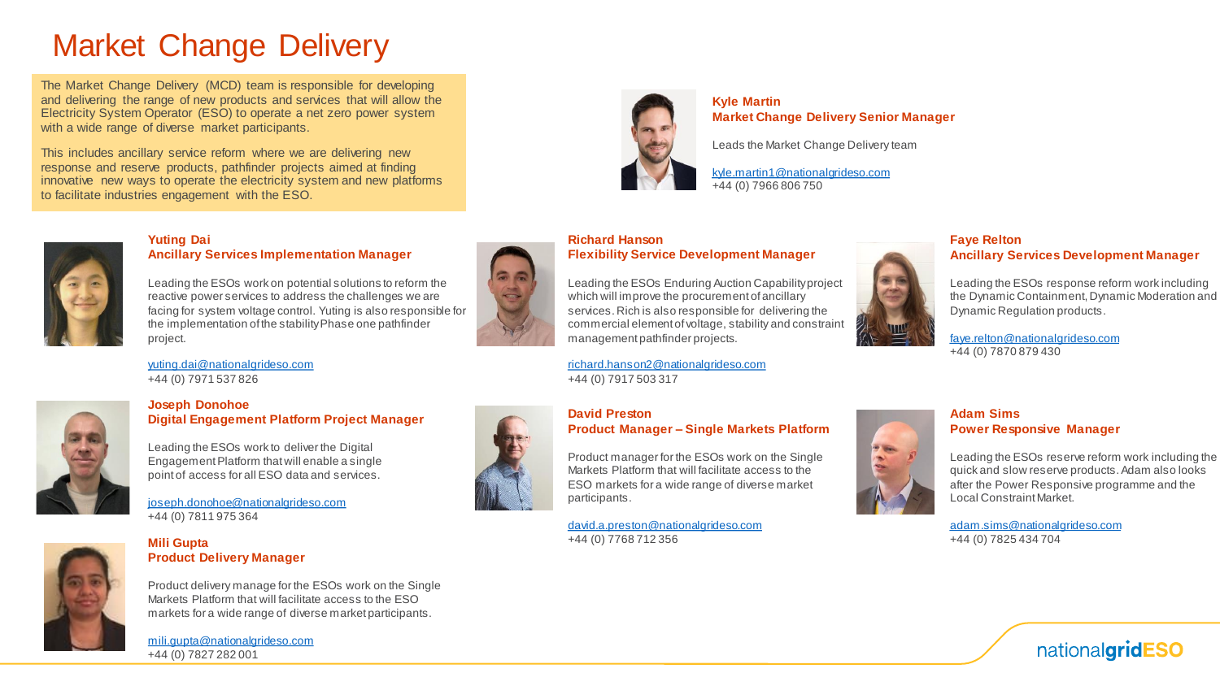# Market Change Delivery

The Market Change Delivery (MCD) team is responsible for developing and delivering the range of new products and services that will allow the Electricity System Operator (ESO) to operate a net zero power system with a wide range of diverse market participants.

This includes ancillary service reform where we are delivering new response and reserve products, pathfinder projects aimed at finding innovative new ways to operate the electricity system and new platforms to facilitate industries engagement with the ESO.

**Kyle Martin**
**Market Change Delivery Senior Manager**

Leads the Market Change Delivery team

kyle.martin1@nationalgrideso.com
+44 (0) 7966 806 750

**Yuting Dai**
**Ancillary Services Implementation Manager**

Leading the ESOs work on potential solutions to reform the reactive power services to address the challenges we are facing for system voltage control. Yuting is also responsible for the implementation of the stability Phase one pathfinder project.

yuting.dai@nationalgrideso.com
+44 (0) 7971 537 826

**Richard Hanson**
**Flexibility Service Development Manager**

Leading the ESOs Enduring Auction Capability project which will improve the procurement of ancillary services. Rich is also responsible for delivering the commercial element of voltage, stability and constraint management pathfinder projects.

richard.hanson2@nationalgrideso.com
+44 (0) 7917 503 317

**Faye Relton**
**Ancillary Services Development Manager**

Leading the ESOs response reform work including the Dynamic Containment, Dynamic Moderation and Dynamic Regulation products.

faye.relton@nationalgrideso.com
+44 (0) 7870 879 430

**Joseph Donohoe**
**Digital Engagement Platform Project Manager**

Leading the ESOs work to deliver the Digital Engagement Platform that will enable a single point of access for all ESO data and services.

joseph.donohoe@nationalgrideso.com
+44 (0) 7811 975 364

**David Preston**
**Product Manager – Single Markets Platform**

Product manager for the ESOs work on the Single Markets Platform that will facilitate access to the ESO markets for a wide range of diverse market participants.

david.a.preston@nationalgrideso.com
+44 (0) 7768 712 356

**Adam Sims**
**Power Responsive Manager**

Leading the ESOs reserve reform work including the quick and slow reserve products. Adam also looks after the Power Responsive programme and the Local Constraint Market.

adam.sims@nationalgrideso.com
+44 (0) 7825 434 704

**Mili Gupta**
**Product Delivery Manager**

Product delivery manage for the ESOs work on the Single Markets Platform that will facilitate access to the ESO markets for a wide range of diverse market participants.

mili.gupta@nationalgrideso.com
+44 (0) 7827 282 001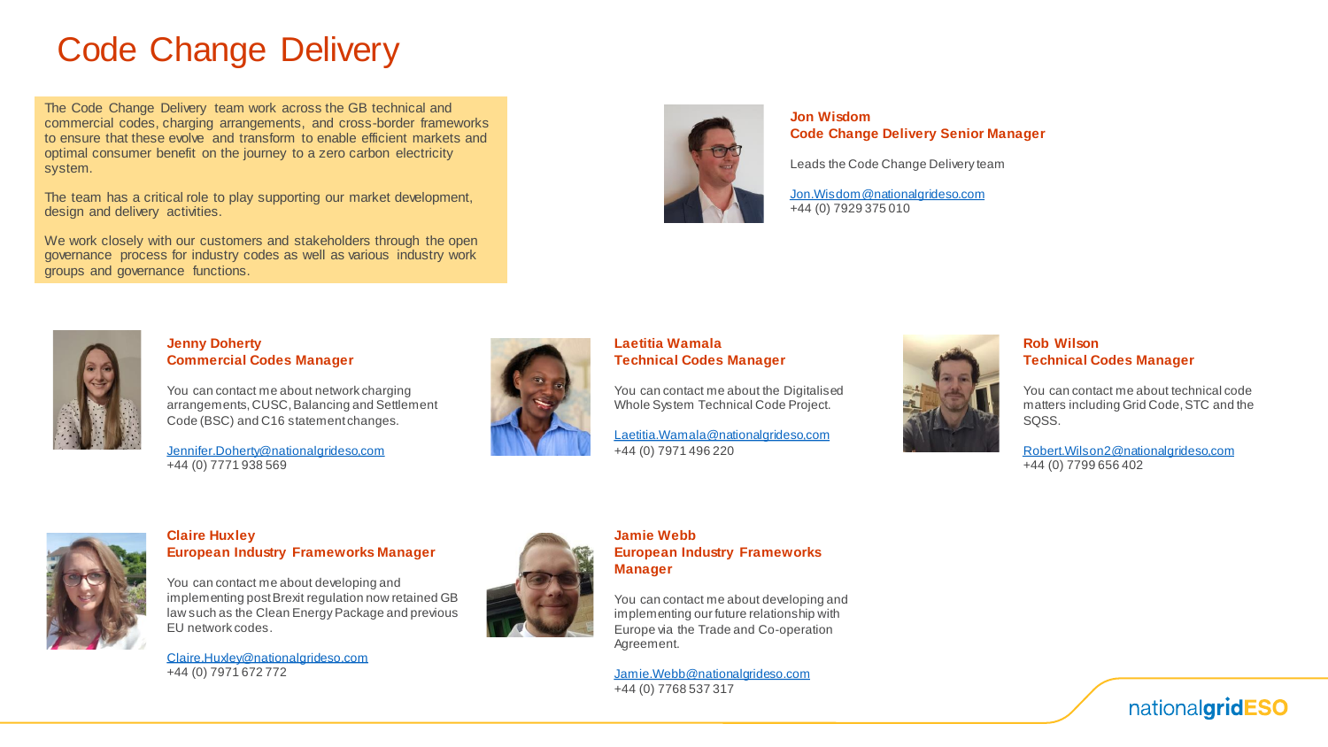# Code Change Delivery

The Code Change Delivery team work across the GB technical and commercial codes, charging arrangements, and cross-border frameworks to ensure that these evolve and transform to enable efficient markets and optimal consumer benefit on the journey to a zero carbon electricity system.

The team has a critical role to play supporting our market development, design and delivery activities.

We work closely with our customers and stakeholders through the open governance process for industry codes as well as various industry work groups and governance functions.

**Jon Wisdom**
**Code Change Delivery Senior Manager**

Leads the Code Change Delivery team

Jon.Wisdom@nationalgrideso.com
+44 (0) 7929 375 010

**Jenny Doherty**
**Commercial Codes Manager**

You can contact me about network charging arrangements, CUSC, Balancing and Settlement Code (BSC) and C16 statement changes.

Jennifer.Doherty@nationalgrideso.com
+44 (0) 7771 938 569

**Laetitia Wamala**
**Technical Codes Manager**

You can contact me about the Digitalised Whole System Technical Code Project.

Laetitia.Wamala@nationalgrideso.com
+44 (0) 7971 496 220

**Rob Wilson**
**Technical Codes Manager**

You can contact me about technical code matters including Grid Code, STC and the SQSS.

Robert.Wilson2@nationalgrideso.com
+44 (0) 7799 656 402

**Claire Huxley**
**European Industry Frameworks Manager**

You can contact me about developing and implementing post Brexit regulation now retained GB law such as the Clean Energy Package and previous EU network codes.

Claire.Huxley@nationalgrideso.com
+44 (0) 7971 672 772

**Jamie Webb**
**European Industry Frameworks Manager**

You can contact me about developing and implementing our future relationship with Europe via the Trade and Co-operation Agreement.

Jamie.Webb@nationalgrideso.com
+44 (0) 7768 537 317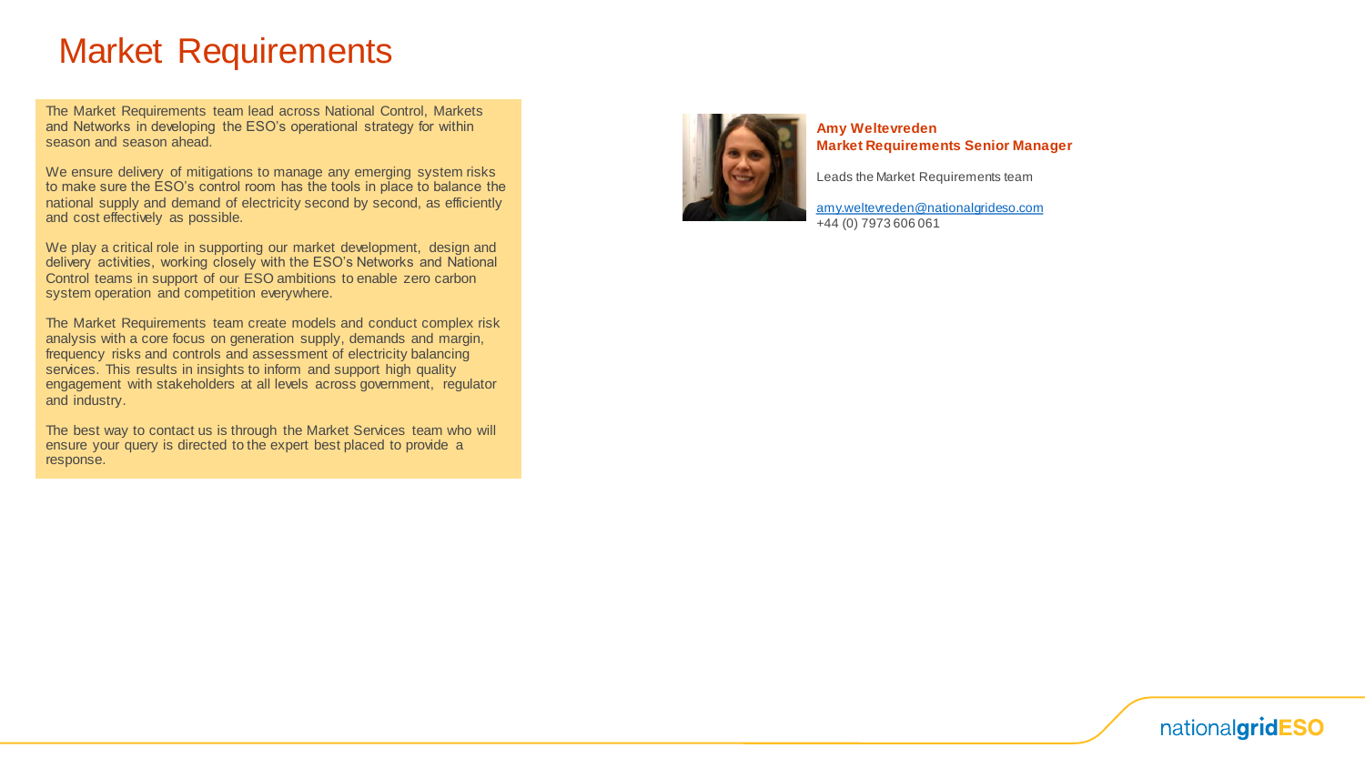# Market Requirements

The Market Requirements team lead across National Control, Markets and Networks in developing the ESO's operational strategy for within season and season ahead.

We ensure delivery of mitigations to manage any emerging system risks to make sure the ESO's control room has the tools in place to balance the national supply and demand of electricity second by second, as efficiently and cost effectively as possible.

We play a critical role in supporting our market development, design and delivery activities, working closely with the ESO's Networks and National Control teams in support of our ESO ambitions to enable zero carbon system operation and competition everywhere.

The Market Requirements team create models and conduct complex risk analysis with a core focus on generation supply, demands and margin, frequency risks and controls and assessment of electricity balancing services. This results in insights to inform and support high quality engagement with stakeholders at all levels across government, regulator and industry.

The best way to contact us is through the Market Services team who will ensure your query is directed to the expert best placed to provide a response.

**Amy Weltevreden**
**Market Requirements Senior Manager**

Leads the Market Requirements team

amy.weltevreden@nationalgrideso.com
+44 (0) 7973 606 061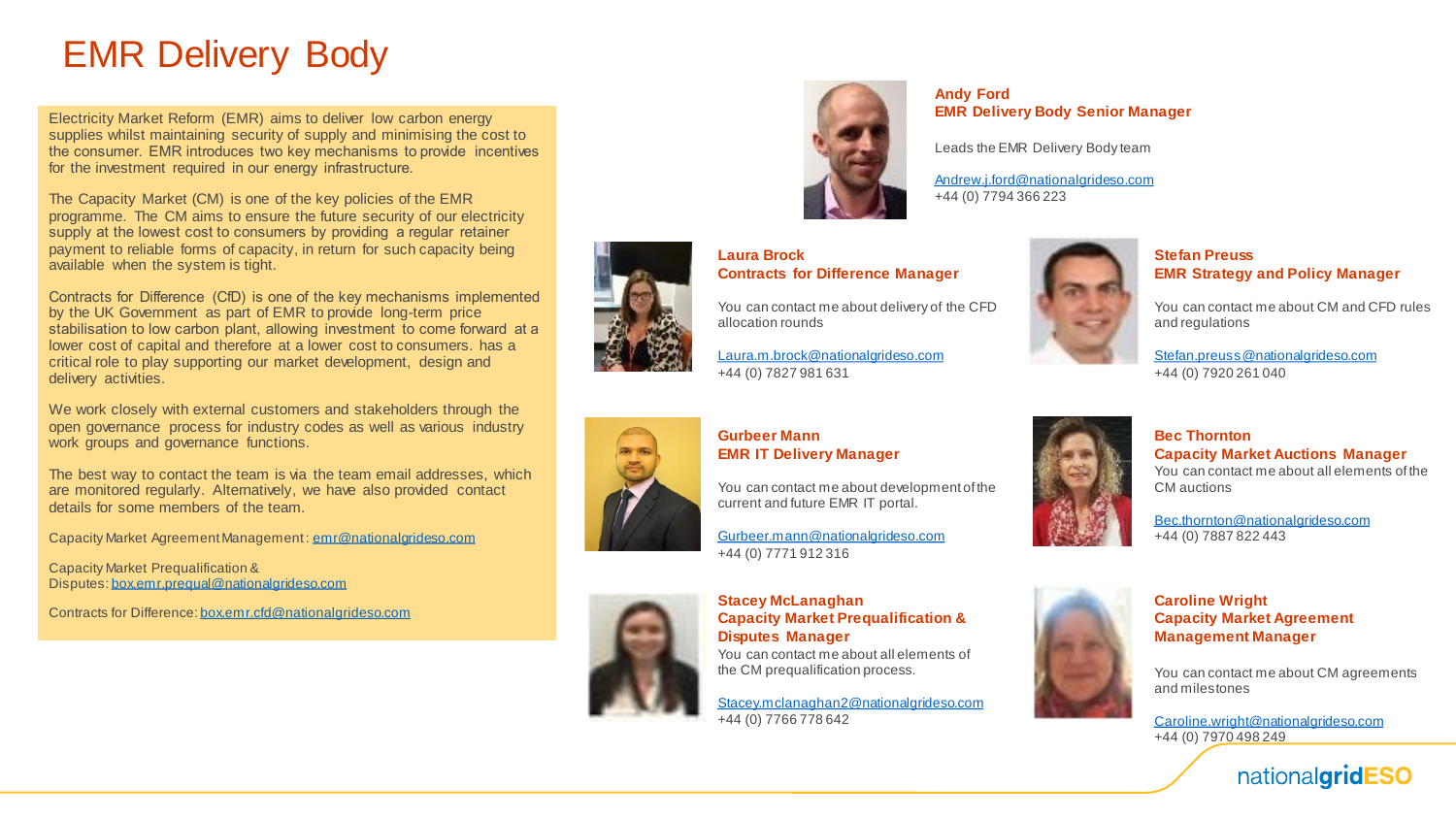# EMR Delivery Body

Electricity Market Reform (EMR) aims to deliver low carbon energy supplies whilst maintaining security of supply and minimising the cost to the consumer. EMR introduces two key mechanisms to provide incentives for the investment required in our energy infrastructure.

The Capacity Market (CM) is one of the key policies of the EMR programme. The CM aims to ensure the future security of our electricity supply at the lowest cost to consumers by providing a regular retainer payment to reliable forms of capacity, in return for such capacity being available when the system is tight.

Contracts for Difference (CfD) is one of the key mechanisms implemented by the UK Government as part of EMR to provide long-term price stabilisation to low carbon plant, allowing investment to come forward at a lower cost of capital and therefore at a lower cost to consumers. has a critical role to play supporting our market development, design and delivery activities.

We work closely with external customers and stakeholders through the open governance process for industry codes as well as various industry work groups and governance functions.

The best way to contact the team is via the team email addresses, which are monitored regularly. Alternatively, we have also provided contact details for some members of the team.

Capacity Market Agreement Management: emr@nationalgrideso.com

Capacity Market Prequalification & Disputes: box.emr.prequal@nationalgrideso.com

Contracts for Difference: box.emr.cfd@nationalgrideso.com

**Andy Ford**
**EMR Delivery Body Senior Manager**

Leads the EMR Delivery Body team

Andrew.j.ford@nationalgrideso.com
+44 (0) 7794 366 223

**Laura Brock**
**Contracts for Difference Manager**

You can contact me about delivery of the CFD allocation rounds

Laura.m.brock@nationalgrideso.com
+44 (0) 7827 981 631

**Stefan Preuss**
**EMR Strategy and Policy Manager**

You can contact me about CM and CFD rules and regulations

Stefan.preuss@nationalgrideso.com
+44 (0) 7920 261 040

**Gurbeer Mann**
**EMR IT Delivery Manager**

You can contact me about development of the current and future EMR IT portal.

Gurbeer.mann@nationalgrideso.com
+44 (0) 7771 912 316

**Bec Thornton**
**Capacity Market Auctions Manager**
You can contact me about all elements of the CM auctions

Bec.thornton@nationalgrideso.com
+44 (0) 7887 822 443

**Stacey McLanaghan**
**Capacity Market Prequalification & Disputes Manager**
You can contact me about all elements of the CM prequalification process.

Stacey.mclanaghan2@nationalgrideso.com
+44 (0) 7766 778 642

**Caroline Wright**
**Capacity Market Agreement Management Manager**

You can contact me about CM agreements and milestones

Caroline.wright@nationalgrideso.com
+44 (0) 7970 498 249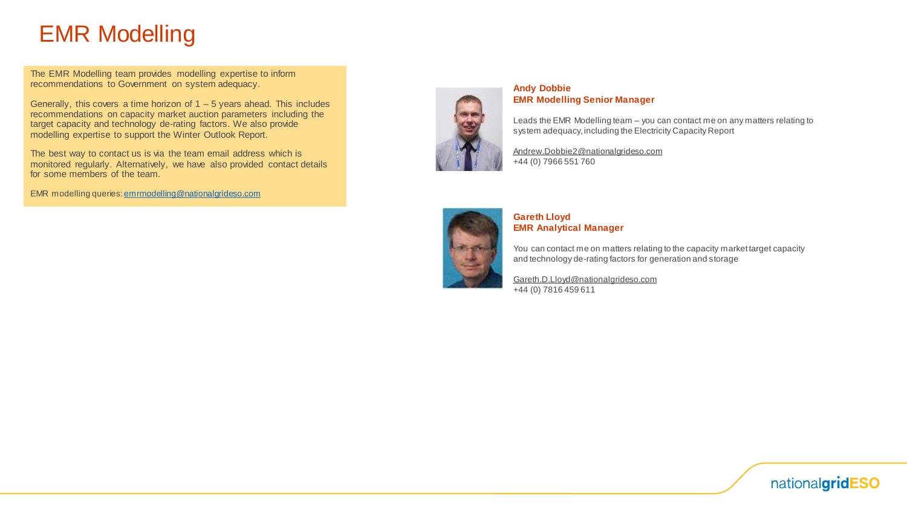# EMR Modelling

The EMR Modelling team provides modelling expertise to inform recommendations to Government on system adequacy.

Generally, this covers a time horizon of 1 – 5 years ahead. This includes recommendations on capacity market auction parameters including the target capacity and technology de-rating factors. We also provide modelling expertise to support the Winter Outlook Report.

The best way to contact us is via the team email address which is monitored regularly. Alternatively, we have also provided contact details for some members of the team.

EMR modelling queries: emrmodelling@nationalgrideso.com

**Andy Dobbie**
**EMR Modelling Senior Manager**

Leads the EMR Modelling team – you can contact me on any matters relating to system adequacy, including the Electricity Capacity Report

Andrew.Dobbie2@nationalgrideso.com
+44 (0) 7966 551 760

**Gareth Lloyd**
**EMR Analytical Manager**

You can contact me on matters relating to the capacity market target capacity and technology de-rating factors for generation and storage

Gareth.D.Lloyd@nationalgrideso.com
+44 (0) 7816 459 611